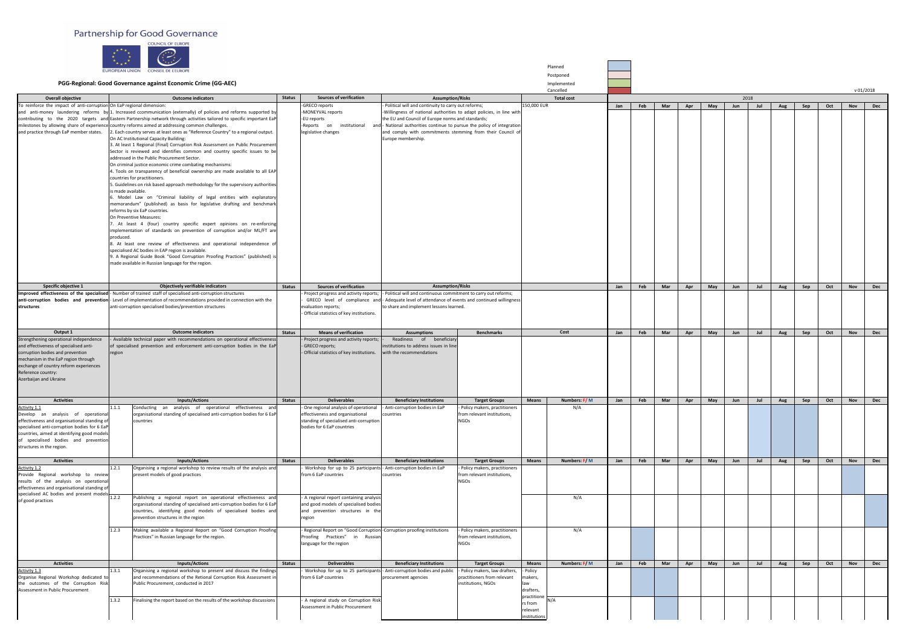# Partnership for Good Governance

EUROPEAN UNION · CONSEIL DE L'EUROPE · COUNCIL OF EUROPE

## PGG-Regional: Good Governance against Economic Crime (GG-AEC)

Legend: Planned | Postponed | Implemented | Cancelled

v 01/2018

| Overall objective | Outcome indicators | Status | Sources of verification | Assumption/Risks | Total cost |
|---|---|---|---|---|---|
| To reinforce the impact of anti-corruption and anti-money laundering reforms by contributing to the 2020 targets and milestones by allowing share of experience and practice through EaP member states. | On EaP regional dimension:<br>1. Increased ccommunication (externally) of policies and reforms supported by Eastern Partnership network through activities tailored to specific important EaP country reforms aimed at addressing common challenges.<br>2. Each country serves at least ones as "Reference Country" to a regional output.<br>On AC Institutional Capacity Building:<br>3. At least 1 Regional (Final) Corruption Risk Assessment on Public Procurement Sector is reviewed and identifies common and country specific issues to be addressed in the Public Procurement Sector.<br>On criminal justice economic crime combating mechanisms:<br>4. Tools on transparency of beneficial ownership are made available to all EAP countries for practitioners.<br>5. Guidelines on risk based approach methodology for the supervisory authorities is made available.<br>6. Model Law on "Criminal liability of legal entities with explanatory memorandum" (published) as basis for legislative drafting and benchmark reforms by six EaP countries.<br>On Preventive Measures:<br>7. At least 4 (four) country specific expert opinions on re-enforcing implementation of standards on prevention of corruption and/or ML/FT are produced.<br>8. At least one review of effectiveness and operational independence of specialised AC bodies in EAP region is available.<br>9. A Regional Guide Book "Good Corruption Proofing Practices" (published) is made available in Russian language for the region. | | -GRECO reports<br>-MONEYVAL reports<br>-EU reports<br>-Reports on institutional and legislative changes | - Political will and continuity to carry out reforms;<br>-Willingness of national authorities to adapt policies, in line with the EU and Council of Europe norms and standards;<br>- National authorities continue to pursue the policy of integration and comply with commitments stemming from their Council of Europe membership. | 150,000 EUR |

| Specific objective 1 | Objectively verifiable indicators | Status | Sources of verification | Assumption/Risks |
|---|---|---|---|---|
| Improved effectiveness of the specialised anti-corruption bodies and prevention structures | - Number of trained staff of specialised anti-corruption structures<br>- Level of implementation of recommendations provided in connection with the anti-corruption specialised bodies/prevention structures | | - Project progress and activity reports;<br>- GRECO level of compliance and evaluation reports;<br>- Official statistics of key institutions. | - Political will and continuous commitment to carry out reforms;<br>- Adequate level of attendance of events and continued willingness to share and implement lessons learned. |

| Output 1 | Outcome indicators | Status | Means of verification | Assumptions | Benchmarks | Cost |
|---|---|---|---|---|---|---|
| Strengthening operational independence and effectiveness of specialised anti-corruption bodies and prevention mechanism in the EaP region through exchange of country reform experiences<br>Reference country:<br>Azerbaijan and Ukraine | - Available technical paper with recommendations on operational effectiveness of specialised prevention and enforcement anti-corruption bodies in the EaP region | | - Project progress and activity reports;<br>- GRECO reports;<br>- Official statistics of key institutions. | - Readiness of beneficiary institutions to address issues in line with the recommendations | | |

2018 schedule:

| Activities | | Inputs/Actions | Status | Deliverables | Beneficiary Institutions | Target Groups | Means | Numbers: F/ M | Jan | Feb | Mar | Apr | May | Jun | Jul | Aug | Sep | Oct | Nov | Dec |
|---|---|---|---|---|---|---|---|---|---|---|---|---|---|---|---|---|---|---|---|---|
| Activity 1.1<br>Develop an analysis of operational effectiveness and organisational standing of specialised anti-corruption bodies for 6 EaP countries, aimed at identifying good models of specialised bodies and prevention structures in the region. | 1.1.1 | Conducting an analysis of operational effectiveness and organisational standing of specialised anti-corruption bodies for 6 EaP countries | | - One regional analysis of operational effectiveness and organisational standing of specialised anti-corruption bodies for 6 EaP countries | - Anti-corruption bodies in EaP countries | - Policy makers, practitioners from relevant institutions, NGOs | | N/A | | | | | | | Planned | Planned | Planned | | | |
| Activity 1.2<br>Provide Regional workshop to review results of the analysis on operational effectiveness and organisational standing of specialised AC bodies and present models of good practices | 1.2.1 | Organising a regional workshop to review results of the analysis and present models of good practices | | - Workshop for up to 25 participants from 6 EaP countries | - Anti-corruption bodies in EaP countries | - Policy makers, practitioners from relevant institutions, NGOs | | | | | | | | | | | | | Planned | |
| | 1.2.2 | Publishing a regional report on operational effectiveness and organisational standing of specialised anti-corruption bodies for 6 EaP countries, identifying good models of specialised bodies and prevention structures in the region | | - A regional report containing analysis and good models of specialised bodies and prevention structures in the region | | | | N/A | | | | | | | | | | | | Planned |
| | 1.2.3 | Making available a Regional Report on "Good Corruption Proofing Practices" in Russian language for the region. | | - Regional Report on "Good Corruption Proofing Practices" in Russian language for the region | -Corruption proofing institutions | - Policy makers, practitioners from relevant institutions, NGOs | | N/A | | Planned | | | | | | | | | | |
| Activity 1.3<br>Organise Regional Workshop dedicated to the outcomes of the Corruption Risk Assessment in Public Procurement | 1.3.1 | Organising a regional workshop to present and discuss the findings and recommendations of the Retional Corruption Risk Assessment in Public Procurement, conducted in 2017 | | - Workshop for up to 25 participants from 6 EaP countries | - Anti-corruption bodies and public procurement agencies | - Policy makers, law drafters, practitioners from relevant institutions, NGOs | - Policy makers, law drafters, practitioners from relevant institutions | N/A | | Planned | Planned | | | | | | | | | |
| | 1.3.2 | Finalising the report based on the results of the workshop discussions | | - A regional study on Corruption Risk Assessment in Public Procurement | | | | | | | Planned | | | | | | | | | |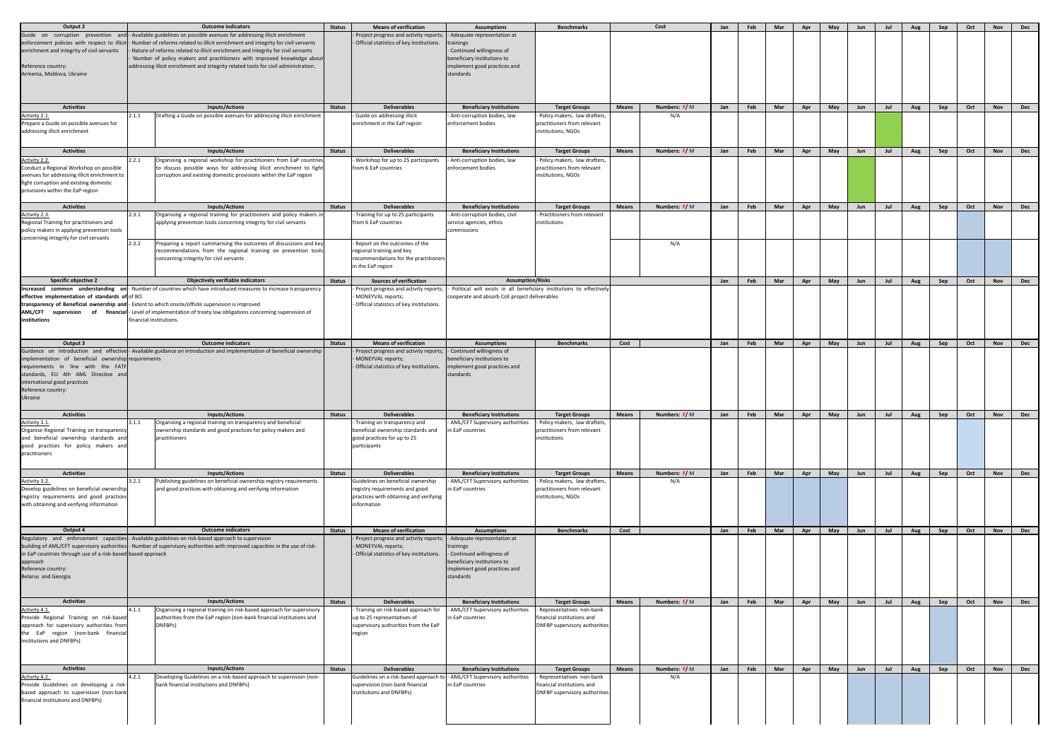| Output 2 | Outcome indicators | | Status | Means of verification | Assumptions | Benchmarks | Cost | | Jan | Feb | Mar | Apr | May | Jun | Jul | Aug | Sep | Oct | Nov | Dec |
|---|---|---|---|---|---|---|---|---|---|---|---|---|---|---|---|---|---|---|---|---|
| Guide on corruption prevention and enforcement policies with respect to illicit enrichment and integrity of civil servants<br><br>Reference country:<br>Armenia, Moldova, Ukraine | - Available guidelines on possible avenues for addressing illicit enrichment<br>- Number of reforms related to illicit enrichment and integrity for civil servants<br>- Nature of reforms related to illicit enrichment and integrity for civil servants<br>- Number of policy makers and practitioners with improved knowledge about addressing illicit enrichment and integrity related tools for civil administration. | | | - Project progress and activity reports;<br>- Official statistics of key institutions. | - Adequate representation at trainings<br>- Continued willingness of beneficiary institutions to implement good practices and standards | | | | | | | | | | | | | | | |
| **Activities** | **Inputs/Actions** | | **Status** | **Deliverables** | **Beneficiary Institutions** | **Target Groups** | **Means** | **Numbers: F/ M** | **Jan** | **Feb** | **Mar** | **Apr** | **May** | **Jun** | **Jul** | **Aug** | **Sep** | **Oct** | **Nov** | **Dec** |
| Activity 2.1.<br>Prepare a Guide on possible avenues for addressing illicit enrichment | 2.1.1 | Drafting a Guide on possible avenues for addressing illicit enrichment | | - Guide on addressing illicit enrichment in the EaP region | - Anti-corruption bodies, law enforcement bodies | - Policy makers, law drafters, practitioners from relevant institutions, NGOs | | N/A | | | | | | | | | | | | |
| **Activities** | **Inputs/Actions** | | **Status** | **Deliverables** | **Beneficiary Institutions** | **Target Groups** | **Means** | **Numbers: F/ M** | **Jan** | **Feb** | **Mar** | **Apr** | **May** | **Jun** | **Jul** | **Aug** | **Sep** | **Oct** | **Nov** | **Dec** |
| Activity 2.2.<br>Conduct a Regional Workshop on possible avenues for addressing illicit enrichment to fight corruption and existing domestic provisions within the EaP region | 2.2.1 | Organising a regional workshop for practitioners from EaP countries to discuss possible ways for addressing illicit enrichment to fight corruption and existing domestic provisions within the EaP region | | - Workshop for up to 25 participants from 6 EaP countries | - Anti-corruption bodies, law enforcement bodies | - Policy makers, law drafters, practitioners from relevant institutions, NGOs | | | | | | | | | | | | | | |
| **Activities** | **Inputs/Actions** | | **Status** | **Deliverables** | **Beneficiary Institutions** | **Target Groups** | **Means** | **Numbers: F/ M** | **Jan** | **Feb** | **Mar** | **Apr** | **May** | **Jun** | **Jul** | **Aug** | **Sep** | **Oct** | **Nov** | **Dec** |
| Activity 2.3.<br>Regional Training for practitioners and policy makers in applying prevention tools concerning integrity for civil servants | 2.3.1 | Organising a regional training for practitioners and policy makers in applying prevention tools concerning integrity for civil servants | | - Training for up to 25 participants from 6 EaP countries | - Anti-corruption bodies, civil service agencies, ethics commissions | - Practitioners from relevant institutions | | | | | | | | | | | | | | |
| | 2.3.2 | Preparing a report summarising the outcomes of discussions and key recommendations from the regional training on prevention tools concerning integrity for civil servants | | - Report on the outcomes of the regional training and key recommendations for the practitioners in the EaP region | | | | N/A | | | | | | | | | | | | |
| **Specific objective 2** | **Objectively verifiable indicators** | | **Status** | **Sources of verification** | **Assumption/Risks** | | | | **Jan** | **Feb** | **Mar** | **Apr** | **May** | **Jun** | **Jul** | **Aug** | **Sep** | **Oct** | **Nov** | **Dec** |
| **Increased common understanding on effective implementation of standards of transparency of Beneficial ownership and AML/CFT supervision of financial institutions** | - Number of countries which have introduced measures to increase transparency of BO.<br>- Extent to which onsite/offsite supervision is improved<br>- Level of implementation of treaty law obligations concerning supervision of financial institutions. | | | - Project progress and activity reports;<br>- MONEYVAL reports;<br>- Official statistics of key institutions. | - Political will exists in all beneficiary institutions to effectively cooperate and absorb CoE project deliverables | | | | | | | | | | | | | | | |
| **Output 3** | **Outcome indicators** | | **Status** | **Means of verification** | **Assumptions** | **Benchmarks** | **Cost** | | **Jan** | **Feb** | **Mar** | **Apr** | **May** | **Jun** | **Jul** | **Aug** | **Sep** | **Oct** | **Nov** | **Dec** |
| Guidance on introduction and effective implementation of beneficial ownership requirements in line with the FATF standards, EU 4th AML Directive and international good practices<br>Reference country:<br>Ukraine | - Available guidance on introduction and implementation of beneficial ownership requirements | | | - Project progress and activity reports;<br>- MONEYVAL reports;<br>- Official statistics of key institutions. | - Continued willingness of beneficiary institutions to implement good practices and standards | | | | | | | | | | | | | | | |
| **Activities** | **Inputs/Actions** | | **Status** | **Deliverables** | **Beneficiary Institutions** | **Target Groups** | **Means** | **Numbers: F/ M** | **Jan** | **Feb** | **Mar** | **Apr** | **May** | **Jun** | **Jul** | **Aug** | **Sep** | **Oct** | **Nov** | **Dec** |
| Activity 3.1.<br>Organise Regional Training on transparency and beneficial ownership standards and good practices for policy makers and practitioners | 3.1.1 | Organising a regional training on transparency and beneficial ownership standards and good practices for policy makers and practitioners | | - Training on transparency and beneficial ownership standards and good practices for up to 25 participants | - AML/CFT Supervisory authorities in EaP countries | - Policy makers, law drafters, practitioners from relevant institutions | | | | | | | | | | | | | | |
| **Activities** | **Inputs/Actions** | | **Status** | **Deliverables** | **Beneficiary Institutions** | **Target Groups** | **Means** | **Numbers: F/ M** | **Jan** | **Feb** | **Mar** | **Apr** | **May** | **Jun** | **Jul** | **Aug** | **Sep** | **Oct** | **Nov** | **Dec** |
| Activity 3.2.<br>Develop guidelines on beneficial ownership registry requirements and good practices with obtaining and verifying information | 3.2.1 | Publishing guidelines on beneficial ownership registry requirements and good practices with obtaining and verifying information | | Guidelines on beneficial ownership registry requirements and good practices with obtaining and verifying information | - AML/CFT Supervisory authorities in EaP countries | - Policy makers, law drafters, practitioners from relevant institutions, NGOs | | N/A | | | | | | | | | | | | |
| **Output 4** | **Outcome indicators** | | **Status** | **Means of verification** | **Assumptions** | **Benchmarks** | **Cost** | | **Jan** | **Feb** | **Mar** | **Apr** | **May** | **Jun** | **Jul** | **Aug** | **Sep** | **Oct** | **Nov** | **Dec** |
| Regulatory and enforcement capacities building of AML/CFT supervisory authorities in EaP countries through use of a risk-based approach<br>Reference country:<br>Belarus and Georgia | - Available guidelines on risk-based approach to supervision<br>- Number of supervisory authorities with improved capacities in the use of risk-based approach | | | - Project progress and activity reports;<br>- MONEYVAL reports;<br>- Official statistics of key institutions. | - Adequate representation at trainings<br>- Continued willingness of beneficiary institutions to implement good practices and standards | | | | | | | | | | | | | | | |
| **Activities** | **Inputs/Actions** | | **Status** | **Deliverables** | **Beneficiary Institutions** | **Target Groups** | **Means** | **Numbers: F/ M** | **Jan** | **Feb** | **Mar** | **Apr** | **May** | **Jun** | **Jul** | **Aug** | **Sep** | **Oct** | **Nov** | **Dec** |
| Activity 4.1.<br>Provide Regional Training on risk-based approach for supervisory authorities from the EaP region (non-bank financial institutions and DNFBPs) | 4.1.1 | Organising a regional training on risk-based approach for supervisory authorities from the EaP region (non-bank financial institutions and DNFBPs) | | - Training on risk-based approach for up to 25 representatives of supervisory authorities from the EaP region | - AML/CFT Supervisory authorities in EaP countries | - Representatives non-bank financial institutions and DNFBP supervisory authorities | | | | | | | | | | | | | | |
| **Activities** | **Inputs/Actions** | | **Status** | **Deliverables** | **Beneficiary Institutions** | **Target Groups** | **Means** | **Numbers: F/ M** | **Jan** | **Feb** | **Mar** | **Apr** | **May** | **Jun** | **Jul** | **Aug** | **Sep** | **Oct** | **Nov** | **Dec** |
| Activity 4.2.<br>Provide Guidelines on developing a risk-based approach to supervision (non-bank financial institutions and DNFBPs) | 4.2.1 | Developing Guidelines on a risk-based approach to supervision (non-bank financial institutions and DNFBPs) | | Guidelines on a risk-based approach to supervision (non-bank financial institutions and DNFBPs) | - AML/CFT Supervisory authorities in EaP countries | - Representatives non-bank financial institutions and DNFBP supervisory authorities | | N/A | | | | | | | | | | | | |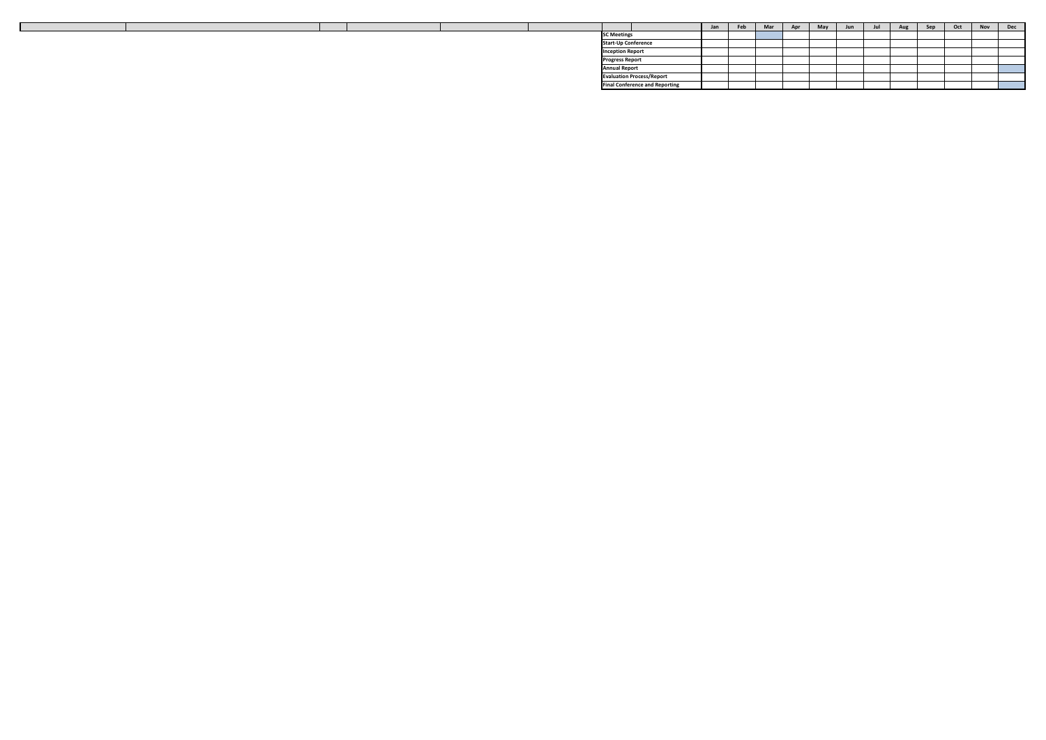| | Jan | Feb | Mar | Apr | May | Jun | Jul | Aug | Sep | Oct | Nov | Dec |
|---|---|---|---|---|---|---|---|---|---|---|---|---|
| **SC Meetings** | | | | | | | | | | | | |
| **Start-Up Conference** | | | | | | | | | | | | |
| **Inception Report** | | | | | | | | | | | | |
| **Progress Report** | | | | | | | | | | | | |
| **Annual Report** | | | | | | | | | | | | |
| **Evaluation Process/Report** | | | | | | | | | | | | |
| **Final Conference and Reporting** | | | | | | | | | | | | |